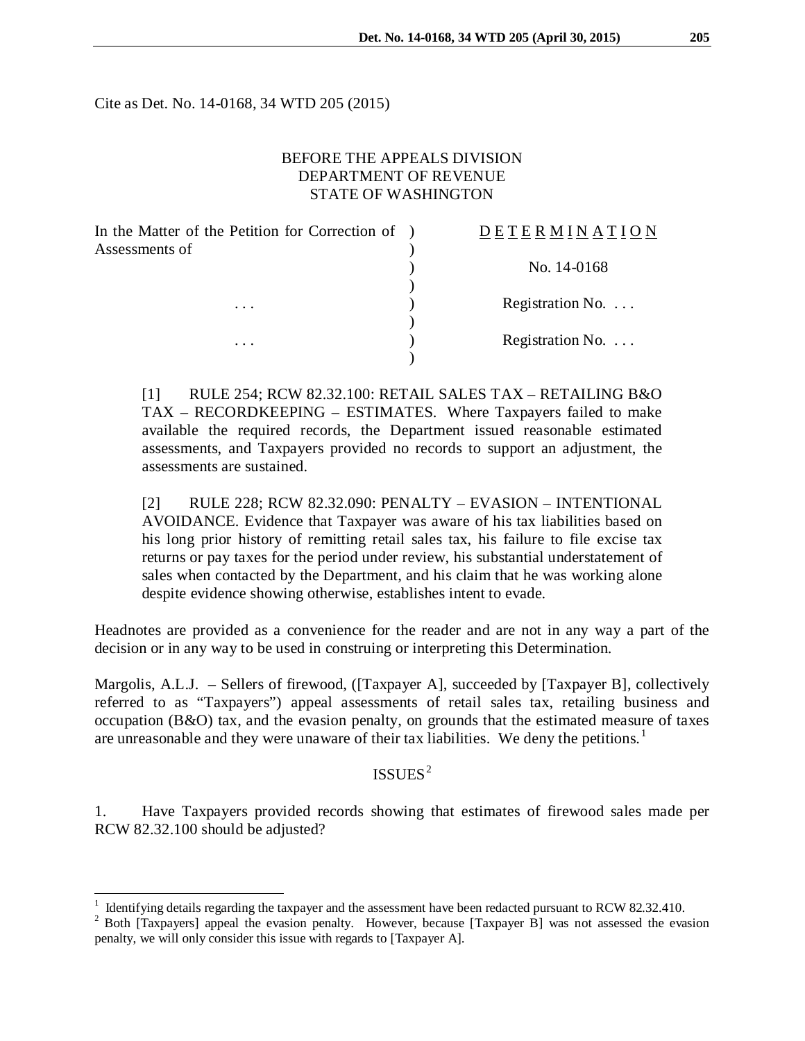Cite as Det. No. 14-0168, 34 WTD 205 (2015)

BEFORE THE APPEALS DIVISION
DEPARTMENT OF REVENUE
STATE OF WASHINGTON

| | | |
|---|---|---|
| In the Matter of the Petition for Correction of Assessments of | ) | D E T E R M I N A T I O N |
| | ) | No. 14-0168 |
| . . . | ) | Registration No. . . . |
| . . . | ) | Registration No. . . . |

[1] RULE 254; RCW 82.32.100: RETAIL SALES TAX – RETAILING B&O TAX – RECORDKEEPING – ESTIMATES. Where Taxpayers failed to make available the required records, the Department issued reasonable estimated assessments, and Taxpayers provided no records to support an adjustment, the assessments are sustained.

[2] RULE 228; RCW 82.32.090: PENALTY – EVASION – INTENTIONAL AVOIDANCE. Evidence that Taxpayer was aware of his tax liabilities based on his long prior history of remitting retail sales tax, his failure to file excise tax returns or pay taxes for the period under review, his substantial understatement of sales when contacted by the Department, and his claim that he was working alone despite evidence showing otherwise, establishes intent to evade.

Headnotes are provided as a convenience for the reader and are not in any way a part of the decision or in any way to be used in construing or interpreting this Determination.

Margolis, A.L.J. – Sellers of firewood, ([Taxpayer A], succeeded by [Taxpayer B], collectively referred to as "Taxpayers") appeal assessments of retail sales tax, retailing business and occupation (B&O) tax, and the evasion penalty, on grounds that the estimated measure of taxes are unreasonable and they were unaware of their tax liabilities. We deny the petitions.[1]

## ISSUES[2]

1. Have Taxpayers provided records showing that estimates of firewood sales made per RCW 82.32.100 should be adjusted?

---

[1] Identifying details regarding the taxpayer and the assessment have been redacted pursuant to RCW 82.32.410.

[2] Both [Taxpayers] appeal the evasion penalty. However, because [Taxpayer B] was not assessed the evasion penalty, we will only consider this issue with regards to [Taxpayer A].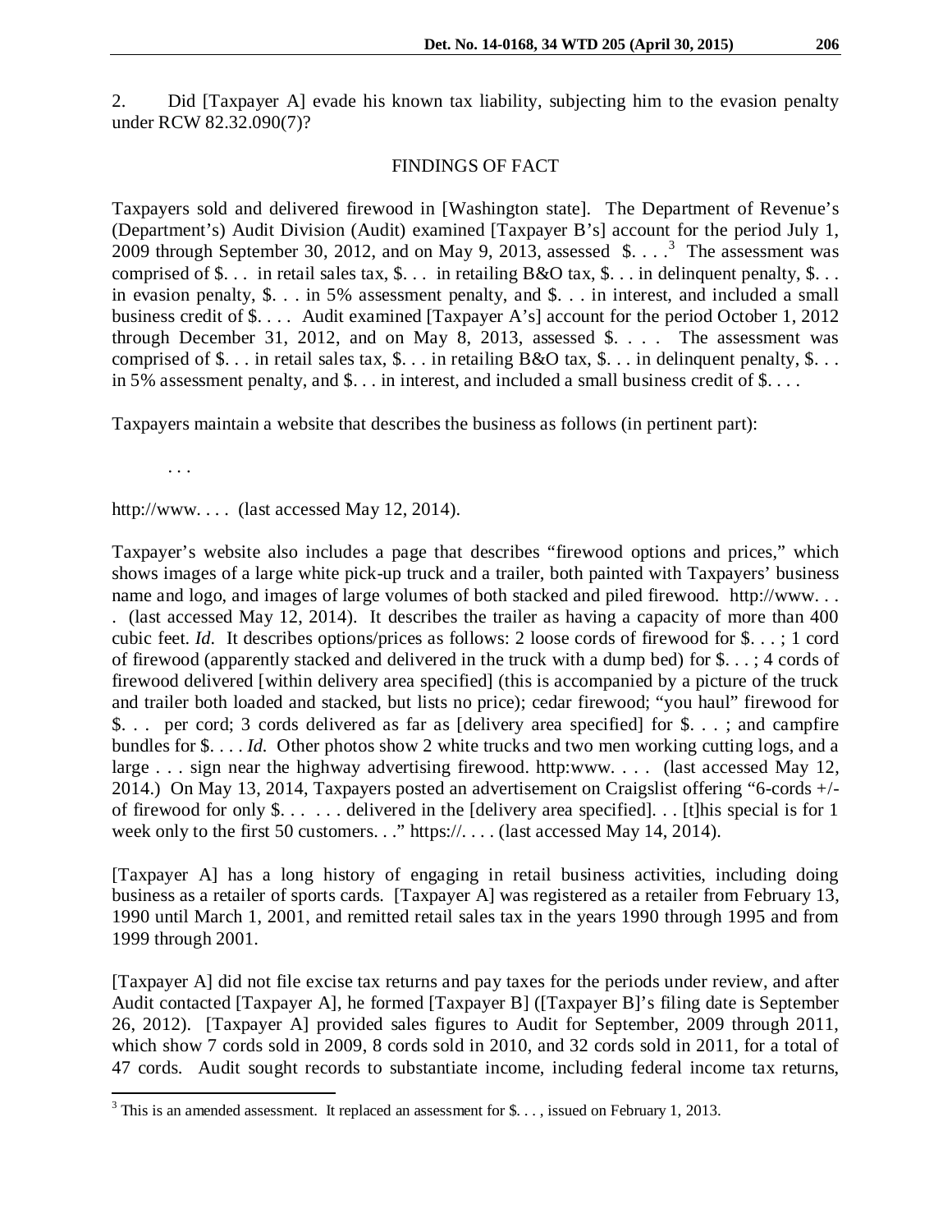2. Did [Taxpayer A] evade his known tax liability, subjecting him to the evasion penalty under RCW 82.32.090(7)?

## FINDINGS OF FACT

Taxpayers sold and delivered firewood in [Washington state]. The Department of Revenue's (Department's) Audit Division (Audit) examined [Taxpayer B's] account for the period July 1, 2009 through September 30, 2012, and on May 9, 2013, assessed $. . . .[3] The assessment was comprised of $. . . in retail sales tax, $. . . in retailing B&O tax, $. . . in delinquent penalty, $. . . in evasion penalty, $. . . in 5% assessment penalty, and $. . . in interest, and included a small business credit of $. . . . Audit examined [Taxpayer A's] account for the period October 1, 2012 through December 31, 2012, and on May 8, 2013, assessed $. . . . The assessment was comprised of $. . . in retail sales tax, $. . . in retailing B&O tax, $. . . in delinquent penalty, $. . . in 5% assessment penalty, and $. . . in interest, and included a small business credit of $. . . .

Taxpayers maintain a website that describes the business as follows (in pertinent part):

> . . .

http://www. . . . (last accessed May 12, 2014).

Taxpayer's website also includes a page that describes "firewood options and prices," which shows images of a large white pick-up truck and a trailer, both painted with Taxpayers' business name and logo, and images of large volumes of both stacked and piled firewood. http://www. . . . (last accessed May 12, 2014). It describes the trailer as having a capacity of more than 400 cubic feet. *Id*. It describes options/prices as follows: 2 loose cords of firewood for $. . . ; 1 cord of firewood (apparently stacked and delivered in the truck with a dump bed) for $. . . ; 4 cords of firewood delivered [within delivery area specified] (this is accompanied by a picture of the truck and trailer both loaded and stacked, but lists no price); cedar firewood; "you haul" firewood for $. . . per cord; 3 cords delivered as far as [delivery area specified] for $. . . ; and campfire bundles for $. . . . *Id*. Other photos show 2 white trucks and two men working cutting logs, and a large . . . sign near the highway advertising firewood. http:www. . . . (last accessed May 12, 2014.) On May 13, 2014, Taxpayers posted an advertisement on Craigslist offering "6-cords +/- of firewood for only $. . . . . . . delivered in the [delivery area specified]. . . [t]his special is for 1 week only to the first 50 customers. . ." https://. . . . (last accessed May 14, 2014).

[Taxpayer A] has a long history of engaging in retail business activities, including doing business as a retailer of sports cards. [Taxpayer A] was registered as a retailer from February 13, 1990 until March 1, 2001, and remitted retail sales tax in the years 1990 through 1995 and from 1999 through 2001.

[Taxpayer A] did not file excise tax returns and pay taxes for the periods under review, and after Audit contacted [Taxpayer A], he formed [Taxpayer B] ([Taxpayer B]'s filing date is September 26, 2012). [Taxpayer A] provided sales figures to Audit for September, 2009 through 2011, which show 7 cords sold in 2009, 8 cords sold in 2010, and 32 cords sold in 2011, for a total of 47 cords. Audit sought records to substantiate income, including federal income tax returns,

[3] This is an amended assessment. It replaced an assessment for $. . . , issued on February 1, 2013.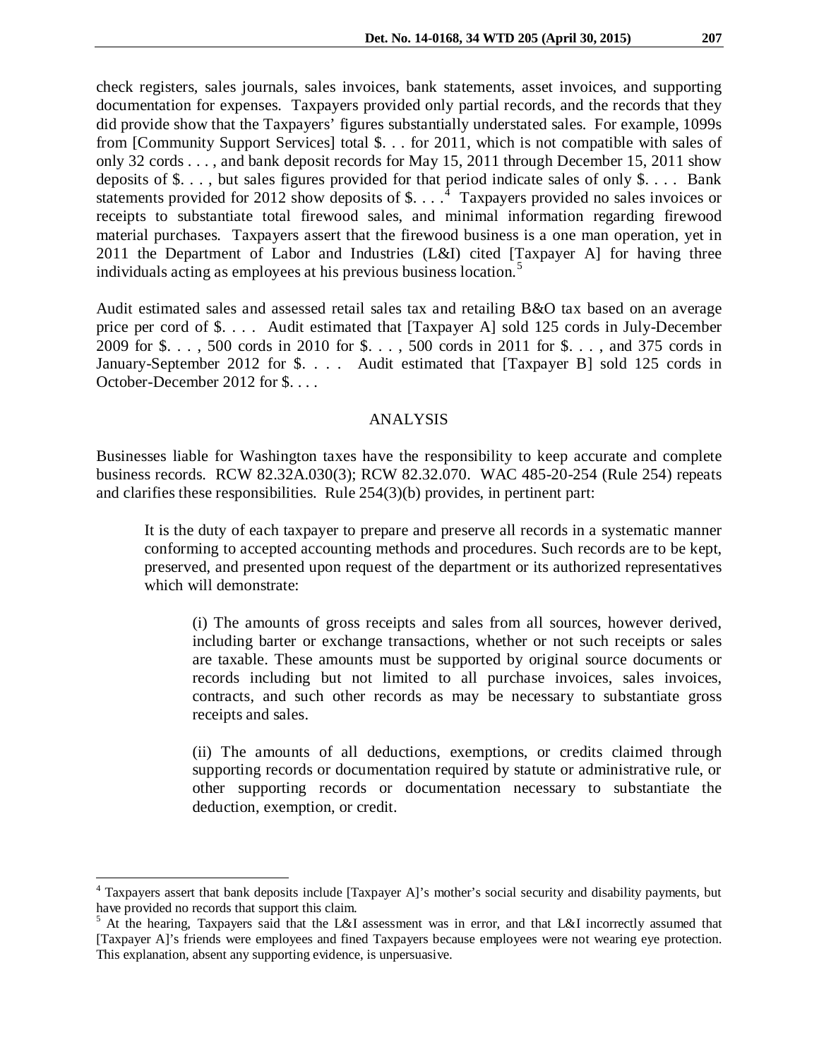check registers, sales journals, sales invoices, bank statements, asset invoices, and supporting documentation for expenses. Taxpayers provided only partial records, and the records that they did provide show that the Taxpayers' figures substantially understated sales. For example, 1099s from [Community Support Services] total $. . . for 2011, which is not compatible with sales of only 32 cords . . . , and bank deposit records for May 15, 2011 through December 15, 2011 show deposits of $. . . , but sales figures provided for that period indicate sales of only $. . . . Bank statements provided for 2012 show deposits of $. . . .[4] Taxpayers provided no sales invoices or receipts to substantiate total firewood sales, and minimal information regarding firewood material purchases. Taxpayers assert that the firewood business is a one man operation, yet in 2011 the Department of Labor and Industries (L&I) cited [Taxpayer A] for having three individuals acting as employees at his previous business location.[5]

Audit estimated sales and assessed retail sales tax and retailing B&O tax based on an average price per cord of $. . . . Audit estimated that [Taxpayer A] sold 125 cords in July-December 2009 for $. . . , 500 cords in 2010 for $. . . , 500 cords in 2011 for $. . . , and 375 cords in January-September 2012 for $. . . . Audit estimated that [Taxpayer B] sold 125 cords in October-December 2012 for $. . . .

## ANALYSIS

Businesses liable for Washington taxes have the responsibility to keep accurate and complete business records. RCW 82.32A.030(3); RCW 82.32.070. WAC 485-20-254 (Rule 254) repeats and clarifies these responsibilities. Rule 254(3)(b) provides, in pertinent part:

> It is the duty of each taxpayer to prepare and preserve all records in a systematic manner conforming to accepted accounting methods and procedures. Such records are to be kept, preserved, and presented upon request of the department or its authorized representatives which will demonstrate:
>
> > (i) The amounts of gross receipts and sales from all sources, however derived, including barter or exchange transactions, whether or not such receipts or sales are taxable. These amounts must be supported by original source documents or records including but not limited to all purchase invoices, sales invoices, contracts, and such other records as may be necessary to substantiate gross receipts and sales.
> >
> > (ii) The amounts of all deductions, exemptions, or credits claimed through supporting records or documentation required by statute or administrative rule, or other supporting records or documentation necessary to substantiate the deduction, exemption, or credit.

---

[4] Taxpayers assert that bank deposits include [Taxpayer A]'s mother's social security and disability payments, but have provided no records that support this claim.

[5] At the hearing, Taxpayers said that the L&I assessment was in error, and that L&I incorrectly assumed that [Taxpayer A]'s friends were employees and fined Taxpayers because employees were not wearing eye protection. This explanation, absent any supporting evidence, is unpersuasive.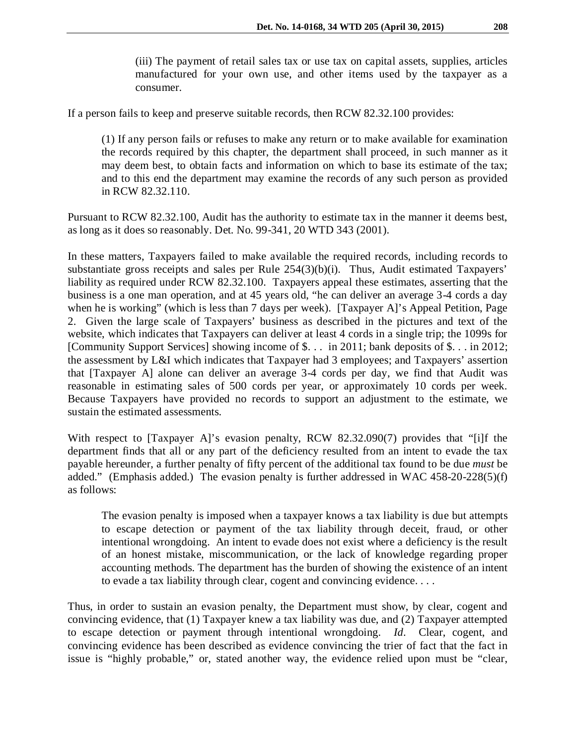> (iii) The payment of retail sales tax or use tax on capital assets, supplies, articles manufactured for your own use, and other items used by the taxpayer as a consumer.

If a person fails to keep and preserve suitable records, then RCW 82.32.100 provides:

> (1) If any person fails or refuses to make any return or to make available for examination the records required by this chapter, the department shall proceed, in such manner as it may deem best, to obtain facts and information on which to base its estimate of the tax; and to this end the department may examine the records of any such person as provided in RCW 82.32.110.

Pursuant to RCW 82.32.100, Audit has the authority to estimate tax in the manner it deems best, as long as it does so reasonably. Det. No. 99-341, 20 WTD 343 (2001).

In these matters, Taxpayers failed to make available the required records, including records to substantiate gross receipts and sales per Rule 254(3)(b)(i). Thus, Audit estimated Taxpayers' liability as required under RCW 82.32.100. Taxpayers appeal these estimates, asserting that the business is a one man operation, and at 45 years old, "he can deliver an average 3-4 cords a day when he is working" (which is less than 7 days per week). [Taxpayer A]'s Appeal Petition, Page 2. Given the large scale of Taxpayers' business as described in the pictures and text of the website, which indicates that Taxpayers can deliver at least 4 cords in a single trip; the 1099s for [Community Support Services] showing income of $. . . in 2011; bank deposits of $. . . in 2012; the assessment by L&I which indicates that Taxpayer had 3 employees; and Taxpayers' assertion that [Taxpayer A] alone can deliver an average 3-4 cords per day, we find that Audit was reasonable in estimating sales of 500 cords per year, or approximately 10 cords per week. Because Taxpayers have provided no records to support an adjustment to the estimate, we sustain the estimated assessments.

With respect to [Taxpayer A]'s evasion penalty, RCW 82.32.090(7) provides that "[i]f the department finds that all or any part of the deficiency resulted from an intent to evade the tax payable hereunder, a further penalty of fifty percent of the additional tax found to be due *must* be added." (Emphasis added.) The evasion penalty is further addressed in WAC 458-20-228(5)(f) as follows:

> The evasion penalty is imposed when a taxpayer knows a tax liability is due but attempts to escape detection or payment of the tax liability through deceit, fraud, or other intentional wrongdoing. An intent to evade does not exist where a deficiency is the result of an honest mistake, miscommunication, or the lack of knowledge regarding proper accounting methods. The department has the burden of showing the existence of an intent to evade a tax liability through clear, cogent and convincing evidence. . . .

Thus, in order to sustain an evasion penalty, the Department must show, by clear, cogent and convincing evidence, that (1) Taxpayer knew a tax liability was due, and (2) Taxpayer attempted to escape detection or payment through intentional wrongdoing. *Id*. Clear, cogent, and convincing evidence has been described as evidence convincing the trier of fact that the fact in issue is "highly probable," or, stated another way, the evidence relied upon must be "clear,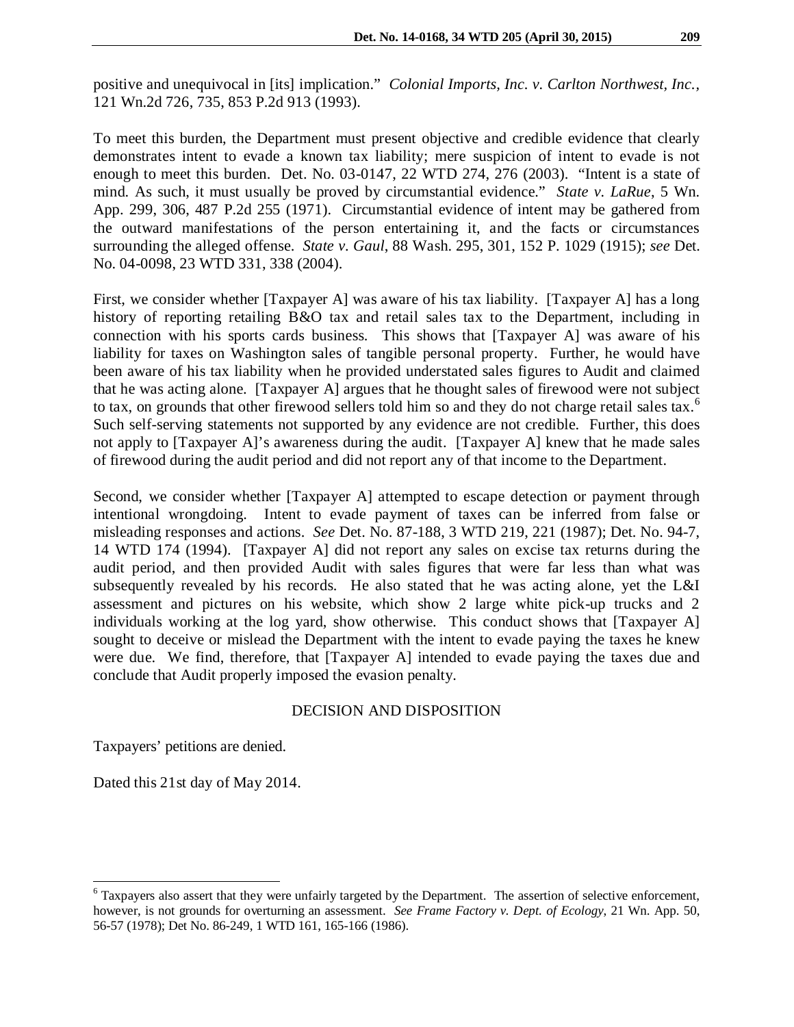positive and unequivocal in [its] implication." *Colonial Imports, Inc. v. Carlton Northwest, Inc.*, 121 Wn.2d 726, 735, 853 P.2d 913 (1993).

To meet this burden, the Department must present objective and credible evidence that clearly demonstrates intent to evade a known tax liability; mere suspicion of intent to evade is not enough to meet this burden. Det. No. 03-0147, 22 WTD 274, 276 (2003). "Intent is a state of mind. As such, it must usually be proved by circumstantial evidence." *State v. LaRue*, 5 Wn. App. 299, 306, 487 P.2d 255 (1971). Circumstantial evidence of intent may be gathered from the outward manifestations of the person entertaining it, and the facts or circumstances surrounding the alleged offense. *State v. Gaul*, 88 Wash. 295, 301, 152 P. 1029 (1915); *see* Det. No. 04-0098, 23 WTD 331, 338 (2004).

First, we consider whether [Taxpayer A] was aware of his tax liability. [Taxpayer A] has a long history of reporting retailing B&O tax and retail sales tax to the Department, including in connection with his sports cards business. This shows that [Taxpayer A] was aware of his liability for taxes on Washington sales of tangible personal property. Further, he would have been aware of his tax liability when he provided understated sales figures to Audit and claimed that he was acting alone. [Taxpayer A] argues that he thought sales of firewood were not subject to tax, on grounds that other firewood sellers told him so and they do not charge retail sales tax.[6] Such self-serving statements not supported by any evidence are not credible. Further, this does not apply to [Taxpayer A]'s awareness during the audit. [Taxpayer A] knew that he made sales of firewood during the audit period and did not report any of that income to the Department.

Second, we consider whether [Taxpayer A] attempted to escape detection or payment through intentional wrongdoing. Intent to evade payment of taxes can be inferred from false or misleading responses and actions. *See* Det. No. 87-188, 3 WTD 219, 221 (1987); Det. No. 94-7, 14 WTD 174 (1994). [Taxpayer A] did not report any sales on excise tax returns during the audit period, and then provided Audit with sales figures that were far less than what was subsequently revealed by his records. He also stated that he was acting alone, yet the L&I assessment and pictures on his website, which show 2 large white pick-up trucks and 2 individuals working at the log yard, show otherwise. This conduct shows that [Taxpayer A] sought to deceive or mislead the Department with the intent to evade paying the taxes he knew were due. We find, therefore, that [Taxpayer A] intended to evade paying the taxes due and conclude that Audit properly imposed the evasion penalty.

## DECISION AND DISPOSITION

Taxpayers' petitions are denied.

Dated this 21st day of May 2014.

---

[6] Taxpayers also assert that they were unfairly targeted by the Department. The assertion of selective enforcement, however, is not grounds for overturning an assessment. *See Frame Factory v. Dept. of Ecology*, 21 Wn. App. 50, 56-57 (1978); Det No. 86-249, 1 WTD 161, 165-166 (1986).